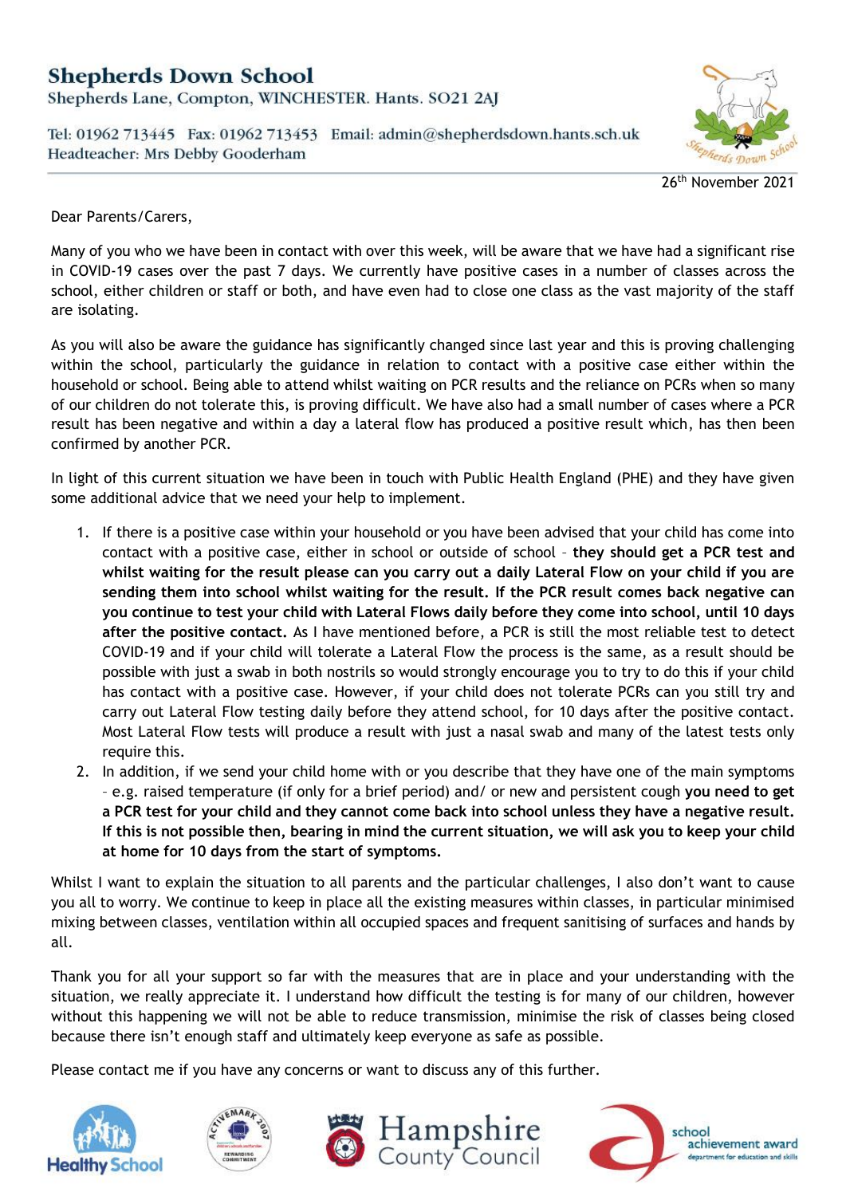# Shepherds Down School

Shepherds Lane, Compton, WINCHESTER. Hants. SO21 2AJ

Tel: 01962 713445 Fax: 01962 713453 Email: admin@shepherdsdown.hants.sch.uk
Headteacher: Mrs Debby Gooderham

26th November 2021

Dear Parents/Carers,

Many of you who we have been in contact with over this week, will be aware that we have had a significant rise in COVID-19 cases over the past 7 days. We currently have positive cases in a number of classes across the school, either children or staff or both, and have even had to close one class as the vast majority of the staff are isolating.

As you will also be aware the guidance has significantly changed since last year and this is proving challenging within the school, particularly the guidance in relation to contact with a positive case either within the household or school. Being able to attend whilst waiting on PCR results and the reliance on PCRs when so many of our children do not tolerate this, is proving difficult. We have also had a small number of cases where a PCR result has been negative and within a day a lateral flow has produced a positive result which, has then been confirmed by another PCR.

In light of this current situation we have been in touch with Public Health England (PHE) and they have given some additional advice that we need your help to implement.

1. If there is a positive case within your household or you have been advised that your child has come into contact with a positive case, either in school or outside of school – **they should get a PCR test and whilst waiting for the result please can you carry out a daily Lateral Flow on your child if you are sending them into school whilst waiting for the result. If the PCR result comes back negative can you continue to test your child with Lateral Flows daily before they come into school, until 10 days after the positive contact.** As I have mentioned before, a PCR is still the most reliable test to detect COVID-19 and if your child will tolerate a Lateral Flow the process is the same, as a result should be possible with just a swab in both nostrils so would strongly encourage you to try to do this if your child has contact with a positive case. However, if your child does not tolerate PCRs can you still try and carry out Lateral Flow testing daily before they attend school, for 10 days after the positive contact. Most Lateral Flow tests will produce a result with just a nasal swab and many of the latest tests only require this.
2. In addition, if we send your child home with or you describe that they have one of the main symptoms – e.g. raised temperature (if only for a brief period) and/ or new and persistent cough **you need to get a PCR test for your child and they cannot come back into school unless they have a negative result. If this is not possible then, bearing in mind the current situation, we will ask you to keep your child at home for 10 days from the start of symptoms.**

Whilst I want to explain the situation to all parents and the particular challenges, I also don't want to cause you all to worry. We continue to keep in place all the existing measures within classes, in particular minimised mixing between classes, ventilation within all occupied spaces and frequent sanitising of surfaces and hands by all.

Thank you for all your support so far with the measures that are in place and your understanding with the situation, we really appreciate it. I understand how difficult the testing is for many of our children, however without this happening we will not be able to reduce transmission, minimise the risk of classes being closed because there isn't enough staff and ultimately keep everyone as safe as possible.

Please contact me if you have any concerns or want to discuss any of this further.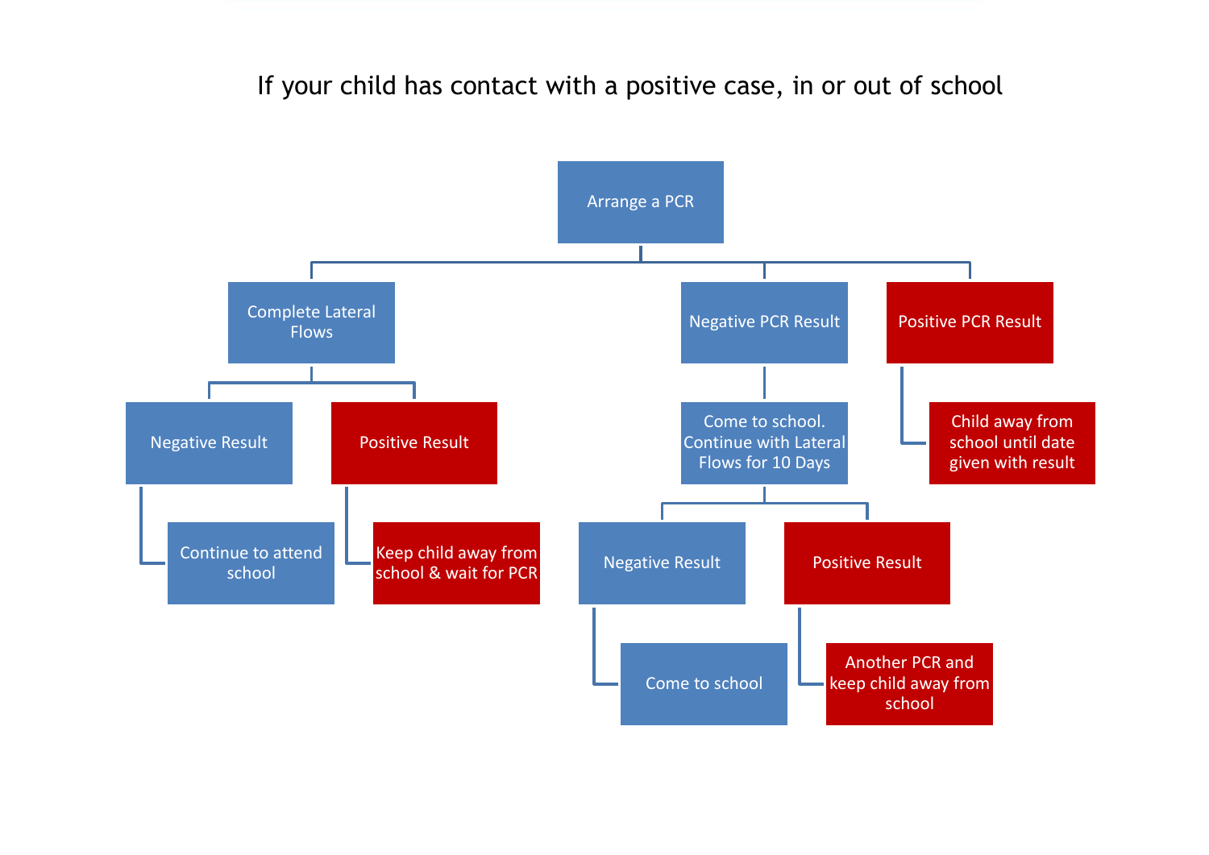# If your child has contact with a positive case, in or out of school

- **Arrange a PCR**
  - **Complete Lateral Flows**
    - **Negative Result**
      - Continue to attend school
    - **Positive Result**
      - Keep child away from school & wait for PCR
  - **Negative PCR Result**
    - Come to school. Continue with Lateral Flows for 10 Days
      - **Negative Result**
        - Come to school
      - **Positive Result**
        - Another PCR and keep child away from school
  - **Positive PCR Result**
    - Child away from school until date given with result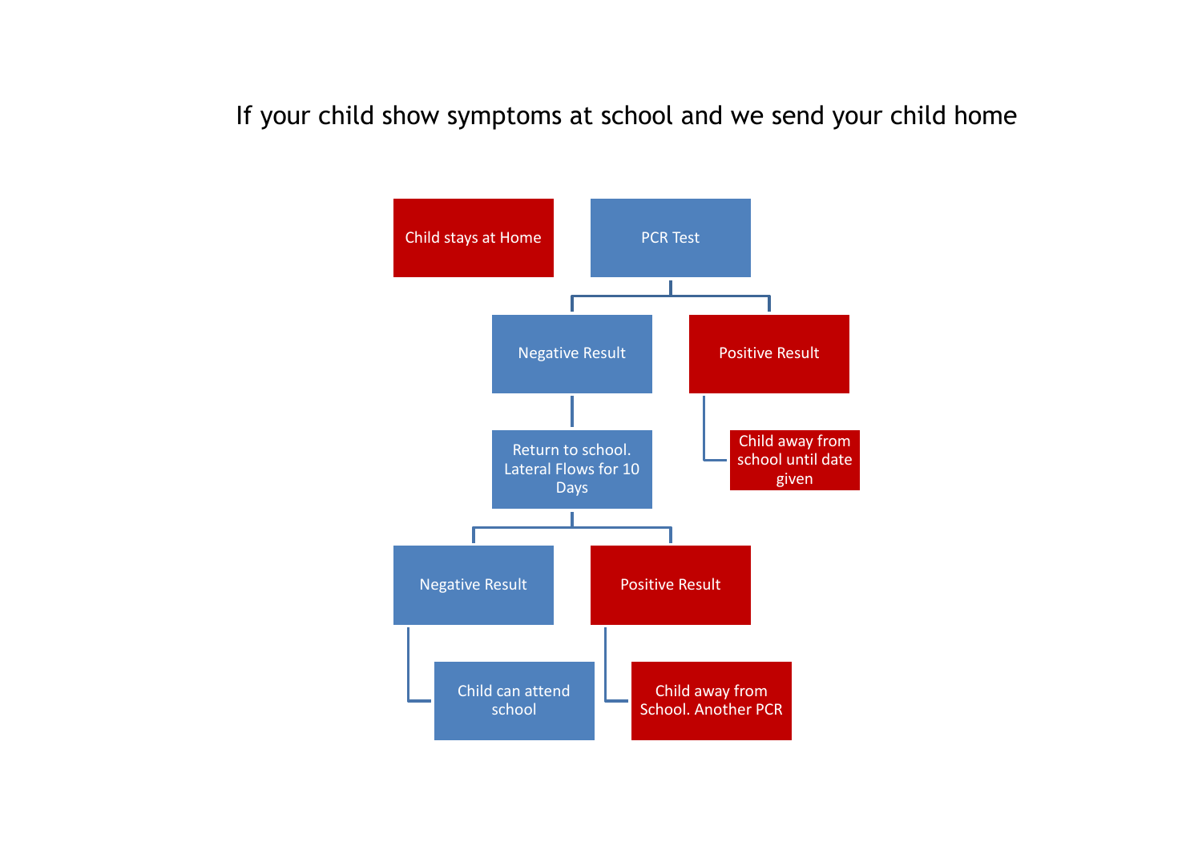# If your child show symptoms at school and we send your child home

Child stays at Home

PCR Test

Negative Result

Positive Result

Return to school. Lateral Flows for 10 Days

Child away from school until date given

Negative Result

Positive Result

Child can attend school

Child away from School. Another PCR